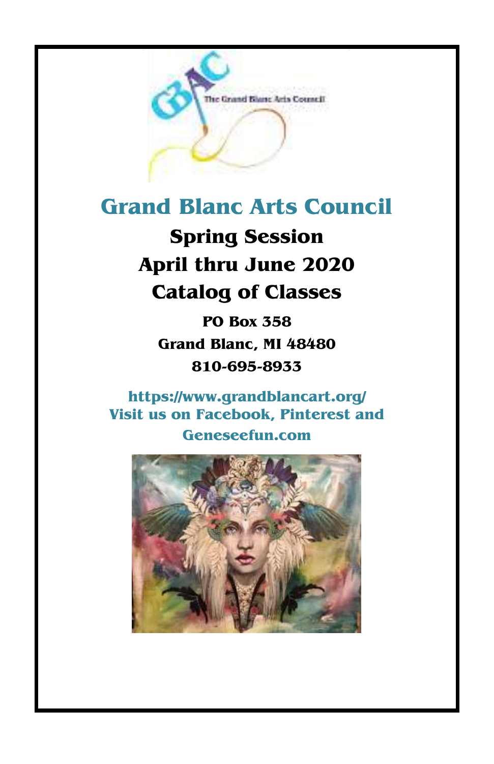# Grand Blanc Arts Council

## Spring Session
## April thru June 2020
## Catalog of Classes

**PO Box 358**
**Grand Blanc, MI 48480**
**810-695-8933**

**https://www.grandblancart.org/**
**Visit us on Facebook, Pinterest and Geneseefun.com**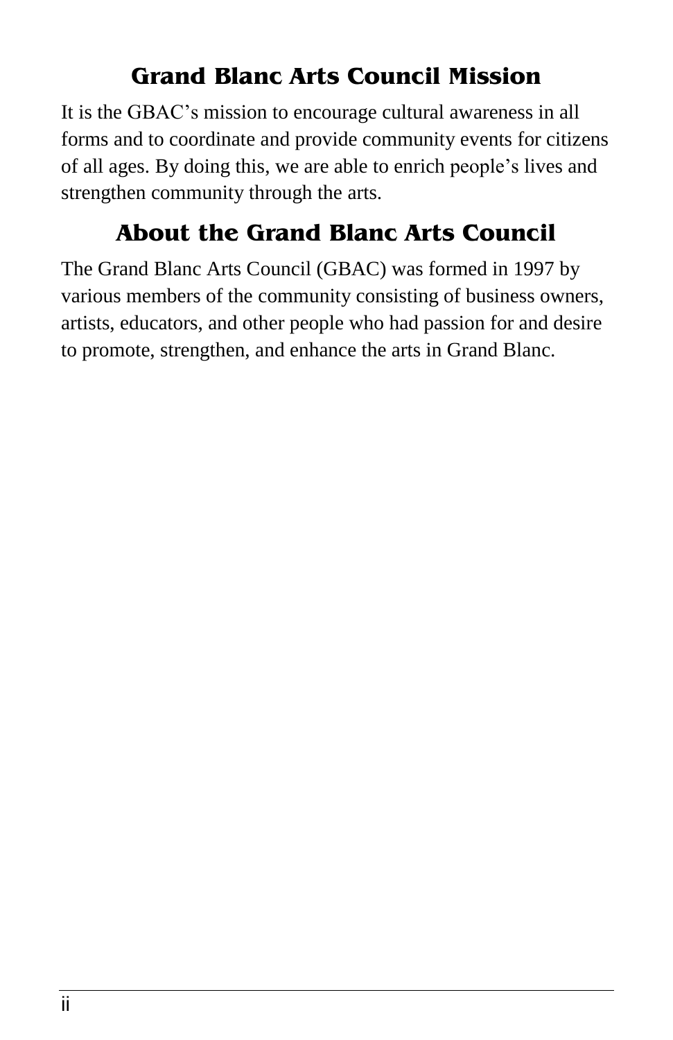## Grand Blanc Arts Council Mission

It is the GBAC's mission to encourage cultural awareness in all forms and to coordinate and provide community events for citizens of all ages. By doing this, we are able to enrich people's lives and strengthen community through the arts.

## About the Grand Blanc Arts Council

The Grand Blanc Arts Council (GBAC) was formed in 1997 by various members of the community consisting of business owners, artists, educators, and other people who had passion for and desire to promote, strengthen, and enhance the arts in Grand Blanc.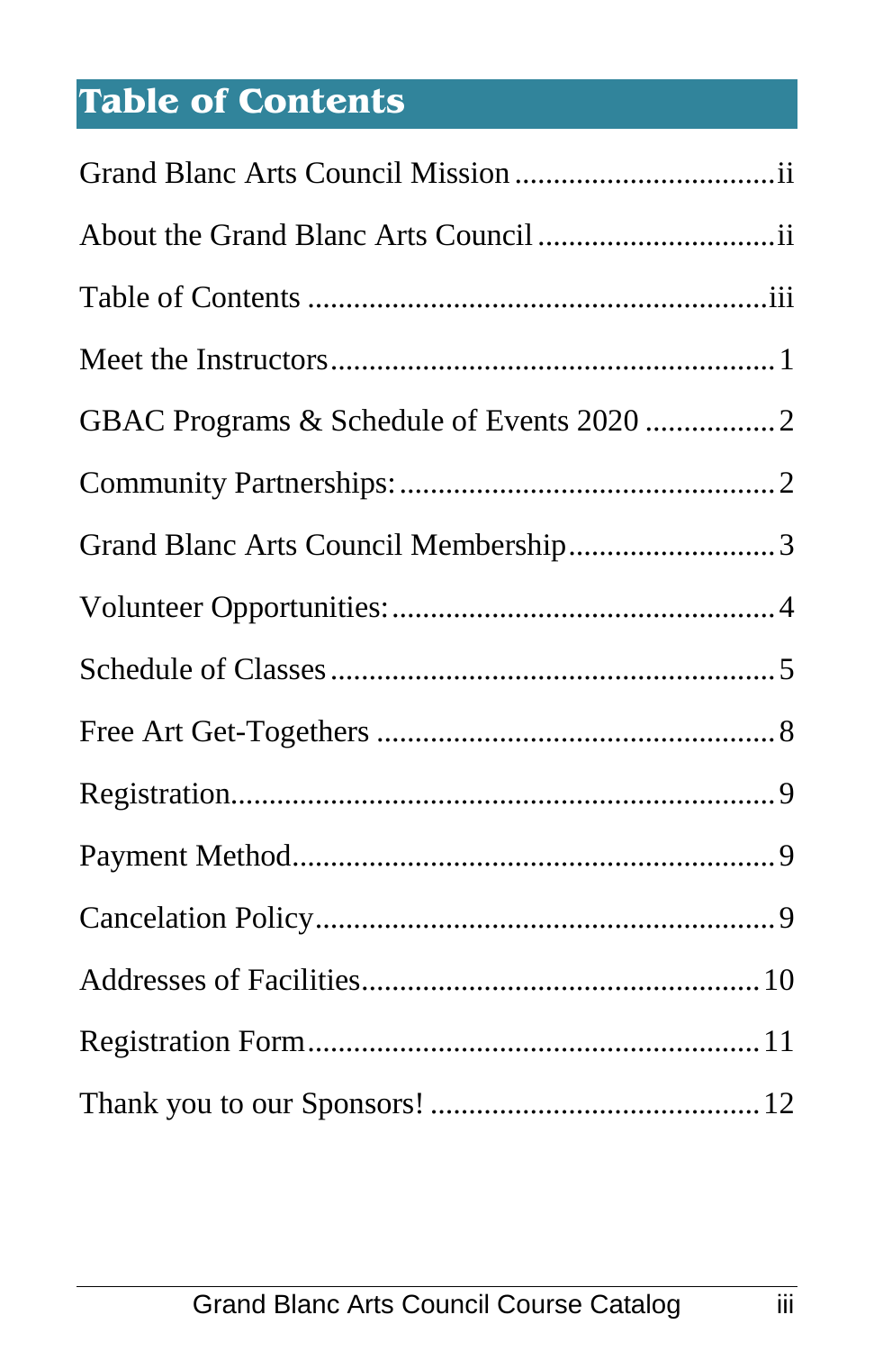# Table of Contents

| Section | Page |
| --- | --- |
| Grand Blanc Arts Council Mission | ii |
| About the Grand Blanc Arts Council | ii |
| Table of Contents | iii |
| Meet the Instructors | 1 |
| GBAC Programs & Schedule of Events 2020 | 2 |
| Community Partnerships: | 2 |
| Grand Blanc Arts Council Membership | 3 |
| Volunteer Opportunities: | 4 |
| Schedule of Classes | 5 |
| Free Art Get-Togethers | 8 |
| Registration | 9 |
| Payment Method | 9 |
| Cancelation Policy | 9 |
| Addresses of Facilities | 10 |
| Registration Form | 11 |
| Thank you to our Sponsors! | 12 |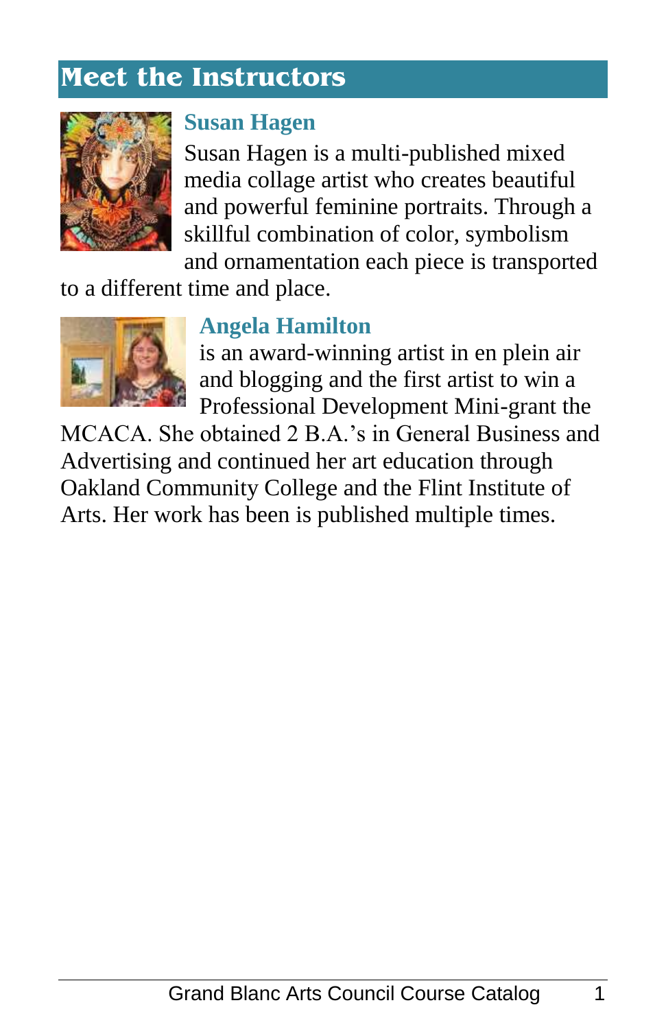## Meet the Instructors

### Susan Hagen

Susan Hagen is a multi-published mixed media collage artist who creates beautiful and powerful feminine portraits. Through a skillful combination of color, symbolism and ornamentation each piece is transported to a different time and place.

### Angela Hamilton

is an award-winning artist in en plein air and blogging and the first artist to win a Professional Development Mini-grant the MCACA. She obtained 2 B.A.'s in General Business and Advertising and continued her art education through Oakland Community College and the Flint Institute of Arts. Her work has been is published multiple times.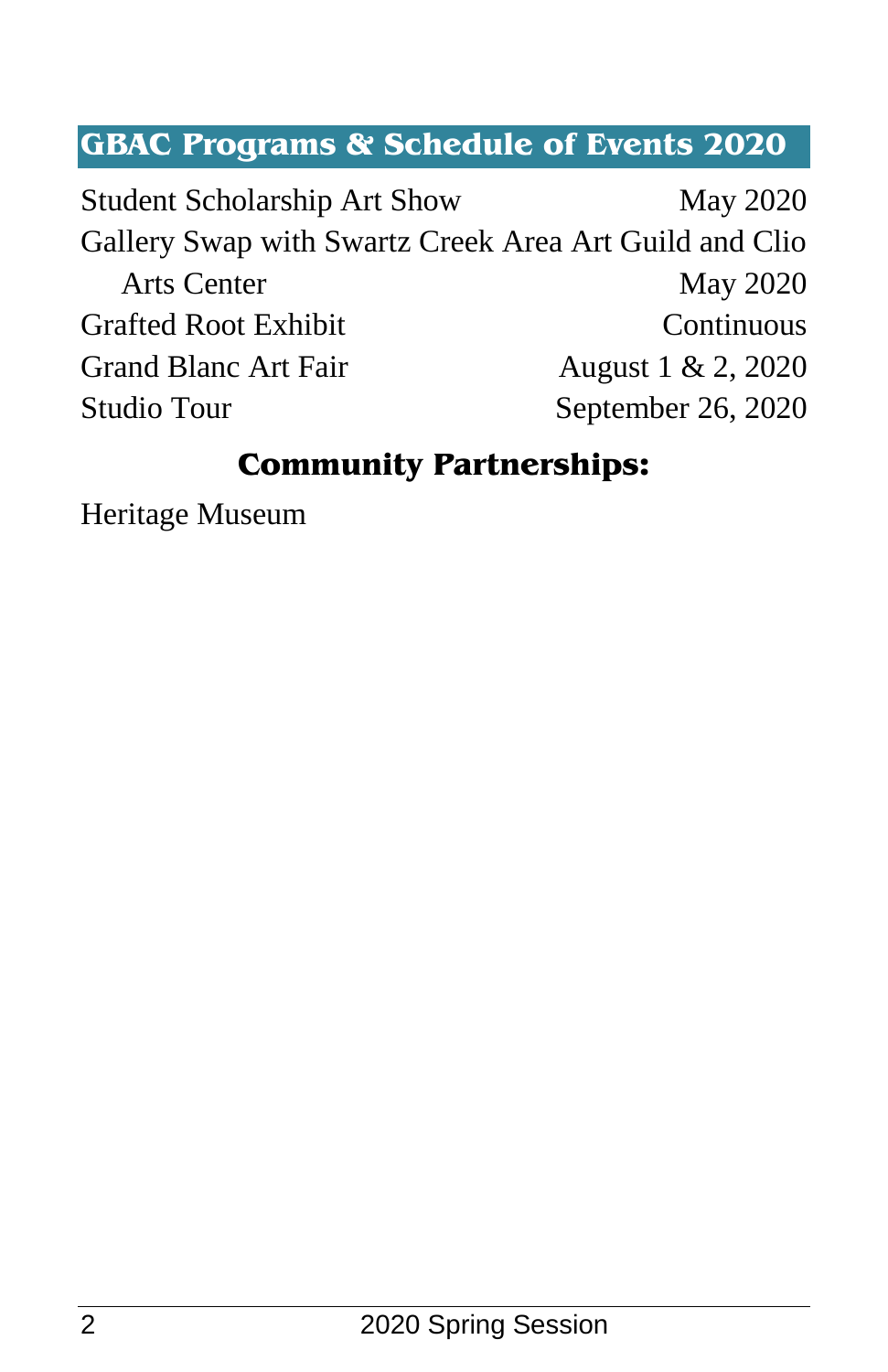## GBAC Programs & Schedule of Events 2020

| Event | Date |
|---|---|
| Student Scholarship Art Show | May 2020 |
| Gallery Swap with Swartz Creek Area Art Guild and Clio Arts Center | May 2020 |
| Grafted Root Exhibit | Continuous |
| Grand Blanc Art Fair | August 1 & 2, 2020 |
| Studio Tour | September 26, 2020 |

### Community Partnerships:

Heritage Museum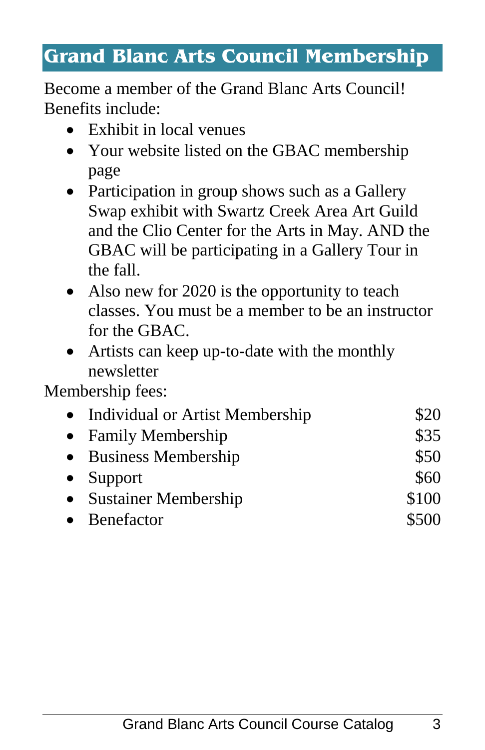## Grand Blanc Arts Council Membership

Become a member of the Grand Blanc Arts Council! Benefits include:

- Exhibit in local venues
- Your website listed on the GBAC membership page
- Participation in group shows such as a Gallery Swap exhibit with Swartz Creek Area Art Guild and the Clio Center for the Arts in May. AND the GBAC will be participating in a Gallery Tour in the fall.
- Also new for 2020 is the opportunity to teach classes. You must be a member to be an instructor for the GBAC.
- Artists can keep up-to-date with the monthly newsletter

Membership fees:

- Individual or Artist Membership $20
- Family Membership $35
- Business Membership $50
- Support $60
- Sustainer Membership $100
- Benefactor $500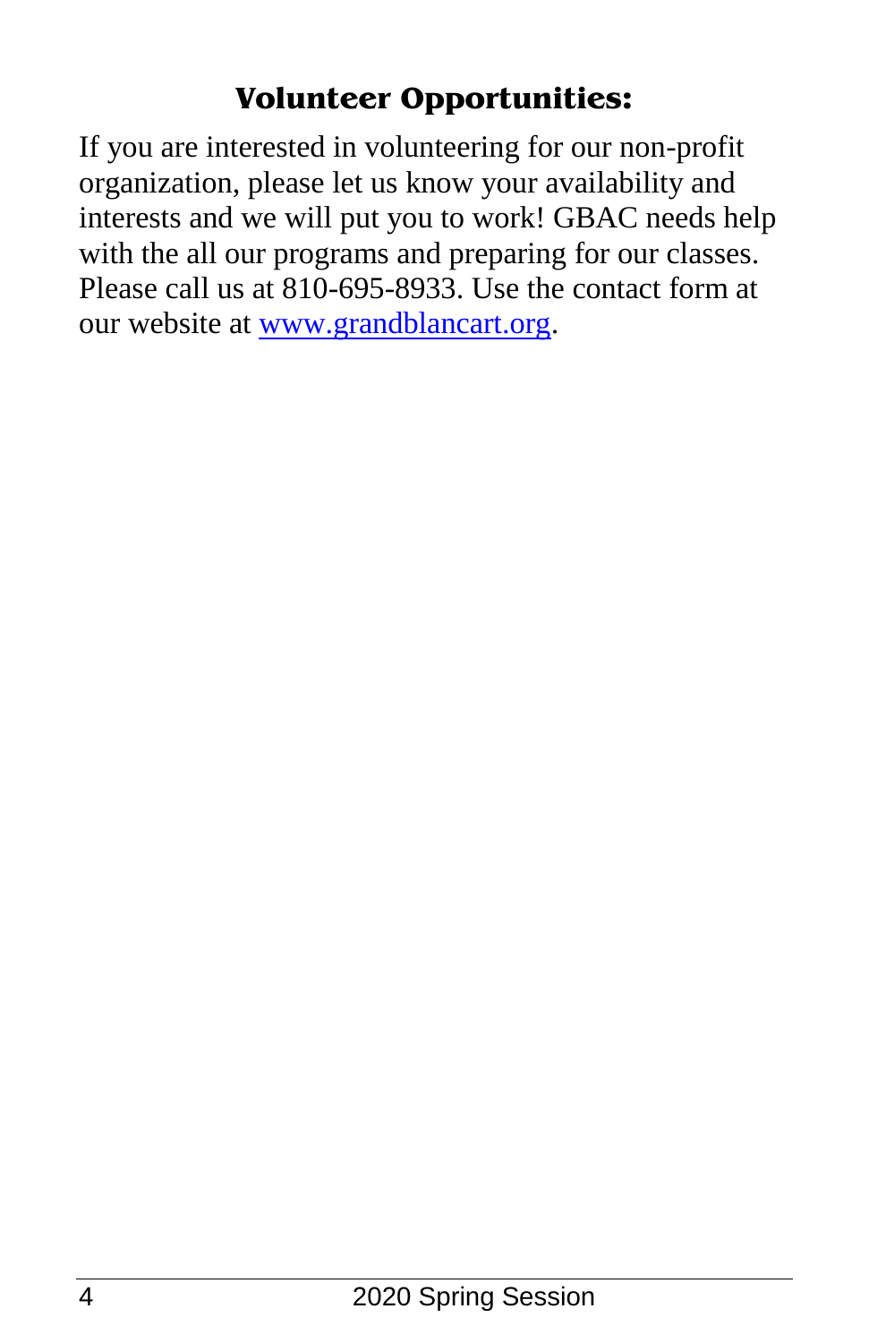## Volunteer Opportunities:

If you are interested in volunteering for our non-profit organization, please let us know your availability and interests and we will put you to work! GBAC needs help with the all our programs and preparing for our classes. Please call us at 810-695-8933. Use the contact form at our website at [www.grandblancart.org](http://www.grandblancart.org).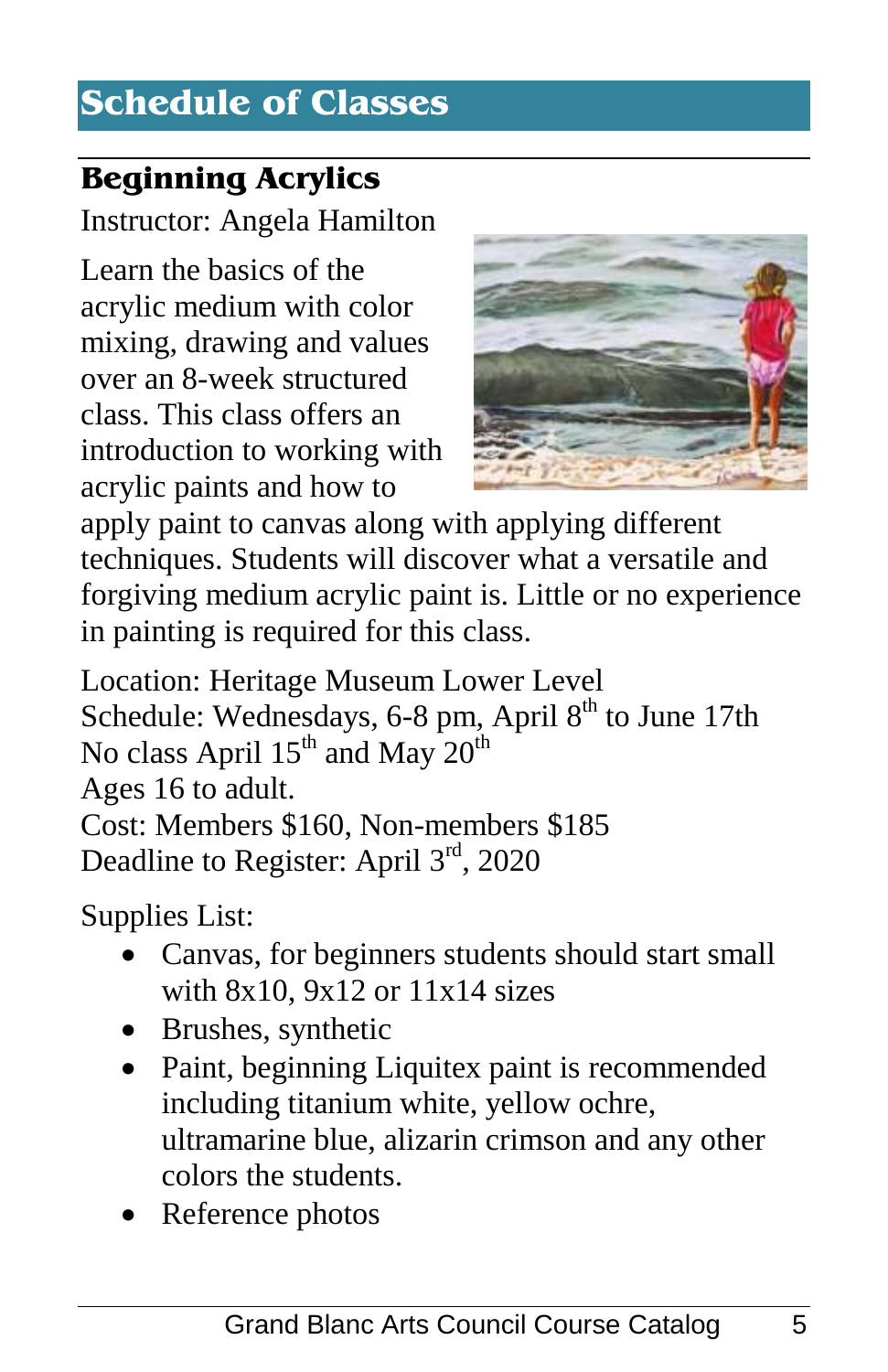## Schedule of Classes

### Beginning Acrylics

Instructor: Angela Hamilton

Learn the basics of the acrylic medium with color mixing, drawing and values over an 8-week structured class. This class offers an introduction to working with acrylic paints and how to apply paint to canvas along with applying different techniques. Students will discover what a versatile and forgiving medium acrylic paint is. Little or no experience in painting is required for this class.

Location: Heritage Museum Lower Level
Schedule: Wednesdays, 6-8 pm, April 8th to June 17th
No class April 15th and May 20th
Ages 16 to adult.
Cost: Members $160, Non-members $185
Deadline to Register: April 3rd, 2020

Supplies List:

- Canvas, for beginners students should start small with 8x10, 9x12 or 11x14 sizes
- Brushes, synthetic
- Paint, beginning Liquitex paint is recommended including titanium white, yellow ochre, ultramarine blue, alizarin crimson and any other colors the students.
- Reference photos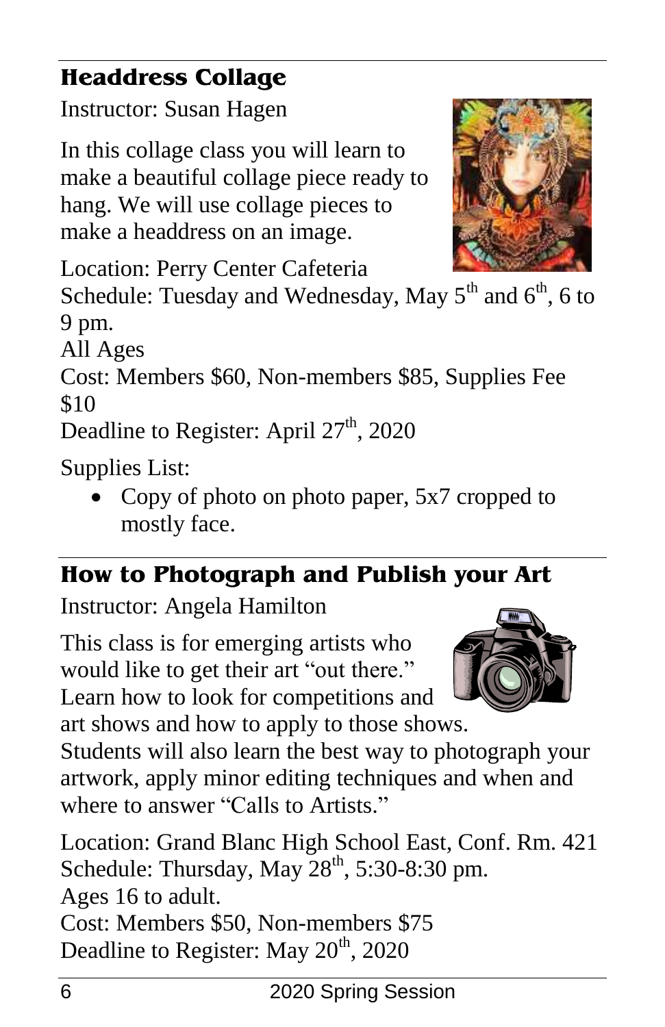## Headdress Collage

Instructor: Susan Hagen

In this collage class you will learn to make a beautiful collage piece ready to hang. We will use collage pieces to make a headdress on an image.

Location: Perry Center Cafeteria
Schedule: Tuesday and Wednesday, May 5th and 6th, 6 to 9 pm.
All Ages
Cost: Members $60, Non-members $85, Supplies Fee $10
Deadline to Register: April 27th, 2020

Supplies List:

- Copy of photo on photo paper, 5x7 cropped to mostly face.

## How to Photograph and Publish your Art

Instructor: Angela Hamilton

This class is for emerging artists who would like to get their art "out there." Learn how to look for competitions and art shows and how to apply to those shows. Students will also learn the best way to photograph your artwork, apply minor editing techniques and when and where to answer "Calls to Artists."

Location: Grand Blanc High School East, Conf. Rm. 421
Schedule: Thursday, May 28th, 5:30-8:30 pm.
Ages 16 to adult.
Cost: Members $50, Non-members $75
Deadline to Register: May 20th, 2020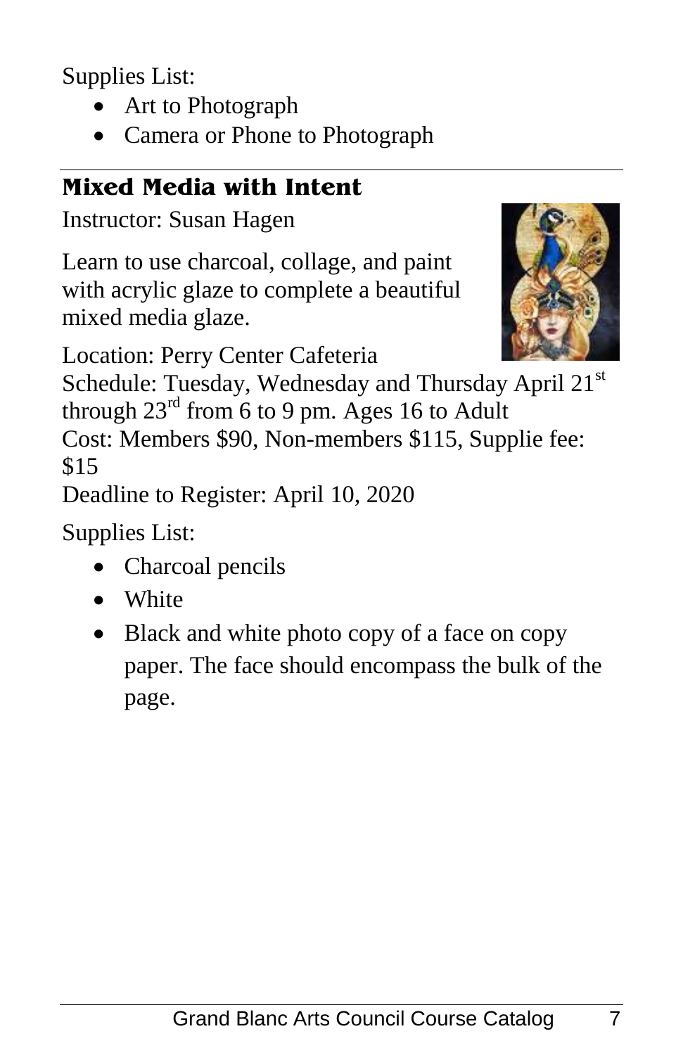Supplies List:

- Art to Photograph
- Camera or Phone to Photograph

---

## Mixed Media with Intent

Instructor: Susan Hagen

Learn to use charcoal, collage, and paint with acrylic glaze to complete a beautiful mixed media glaze.

Location: Perry Center Cafeteria
Schedule: Tuesday, Wednesday and Thursday April 21st through 23rd from 6 to 9 pm. Ages 16 to Adult
Cost: Members $90, Non-members $115, Supplie fee: $15
Deadline to Register: April 10, 2020

Supplies List:

- Charcoal pencils
- White
- Black and white photo copy of a face on copy paper. The face should encompass the bulk of the page.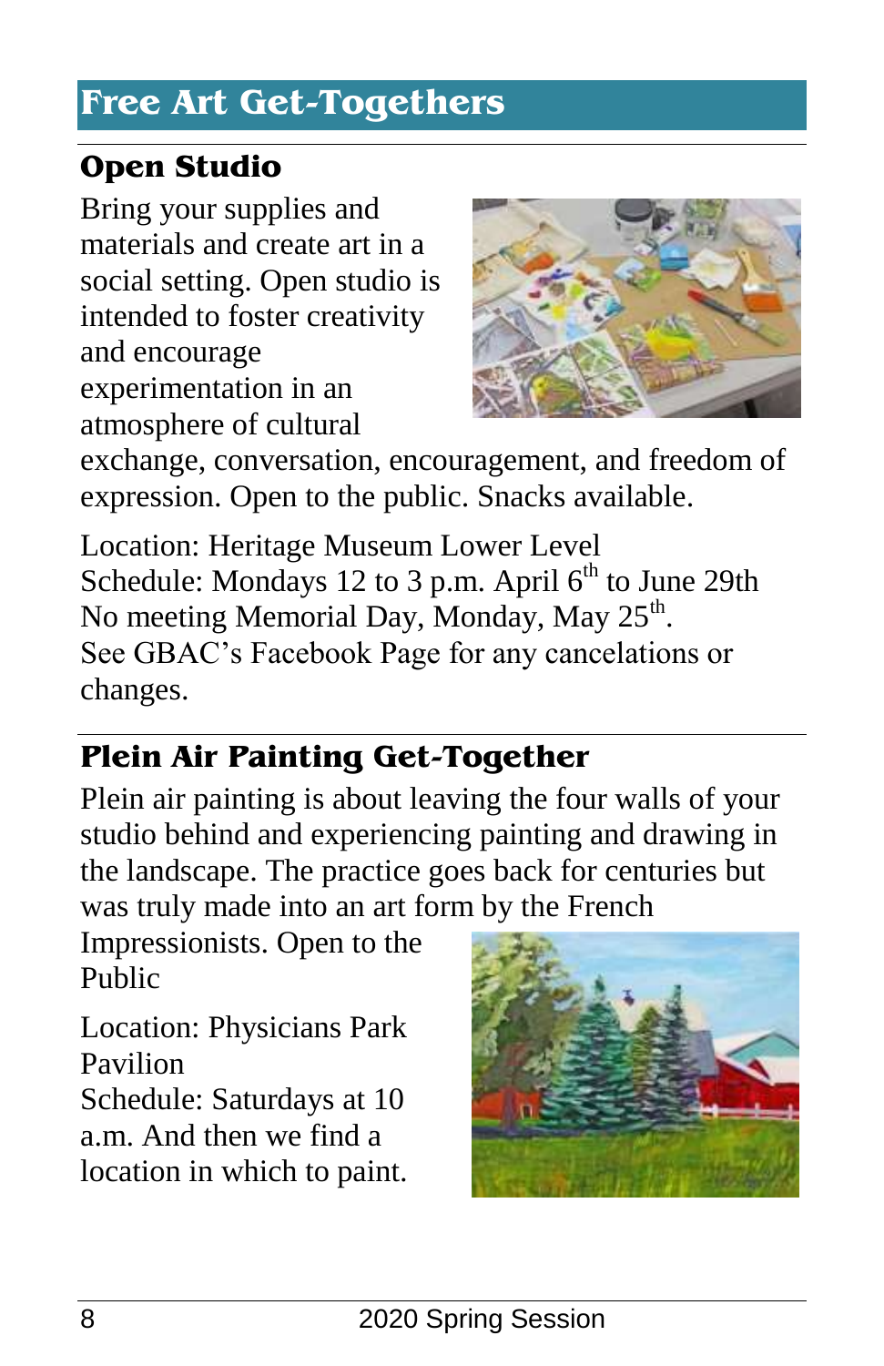# Free Art Get-Togethers

## Open Studio

Bring your supplies and materials and create art in a social setting. Open studio is intended to foster creativity and encourage experimentation in an atmosphere of cultural exchange, conversation, encouragement, and freedom of expression. Open to the public. Snacks available.

Location: Heritage Museum Lower Level
Schedule: Mondays 12 to 3 p.m. April 6th to June 29th
No meeting Memorial Day, Monday, May 25th.
See GBAC's Facebook Page for any cancelations or changes.

## Plein Air Painting Get-Together

Plein air painting is about leaving the four walls of your studio behind and experiencing painting and drawing in the landscape. The practice goes back for centuries but was truly made into an art form by the French Impressionists. Open to the Public

Location: Physicians Park Pavilion
Schedule: Saturdays at 10 a.m. And then we find a location in which to paint.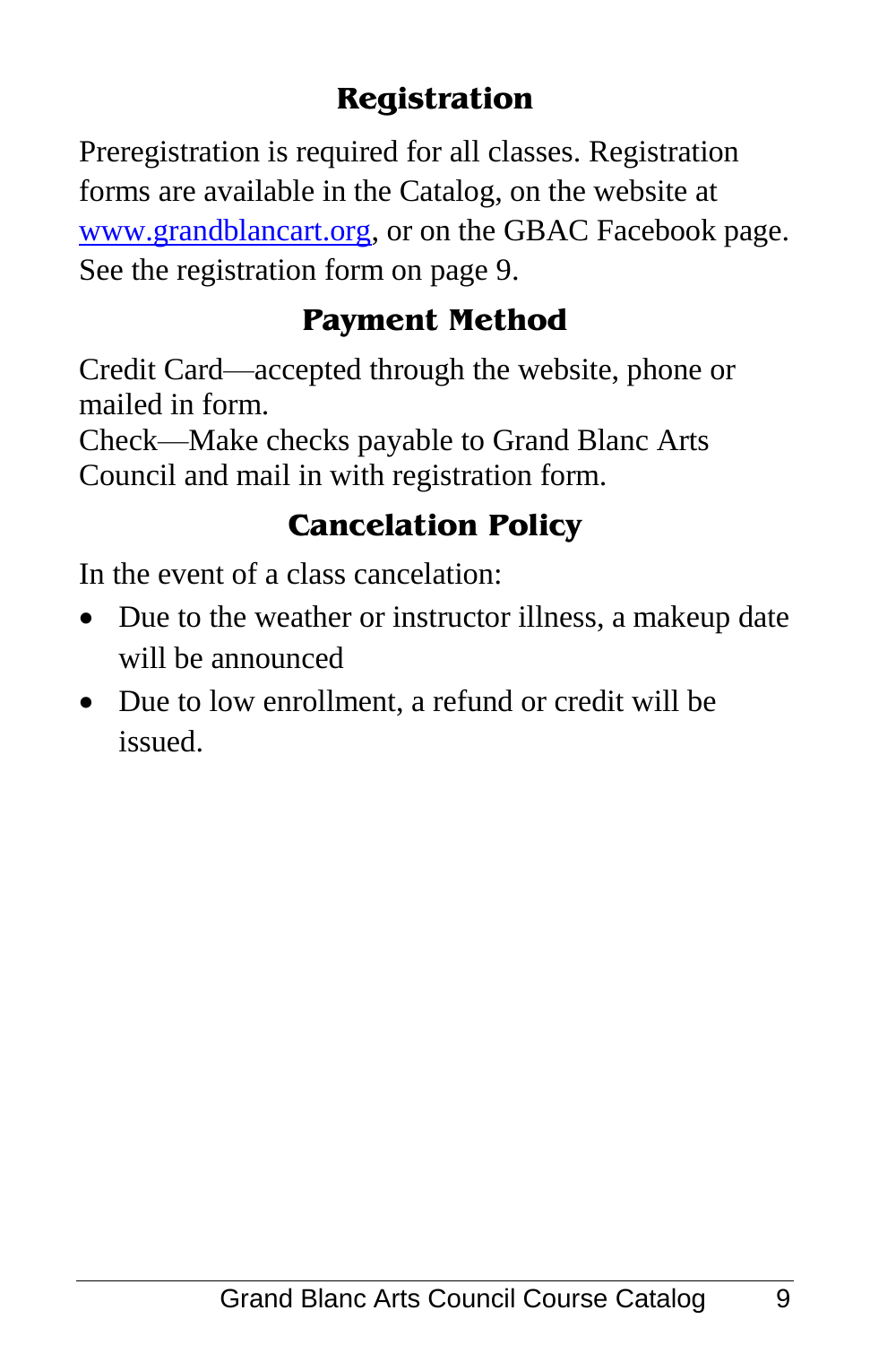## Registration

Preregistration is required for all classes. Registration forms are available in the Catalog, on the website at [www.grandblancart.org](http://www.grandblancart.org), or on the GBAC Facebook page. See the registration form on page 9.

## Payment Method

Credit Card—accepted through the website, phone or mailed in form.

Check—Make checks payable to Grand Blanc Arts Council and mail in with registration form.

## Cancelation Policy

In the event of a class cancelation:

- Due to the weather or instructor illness, a makeup date will be announced
- Due to low enrollment, a refund or credit will be issued.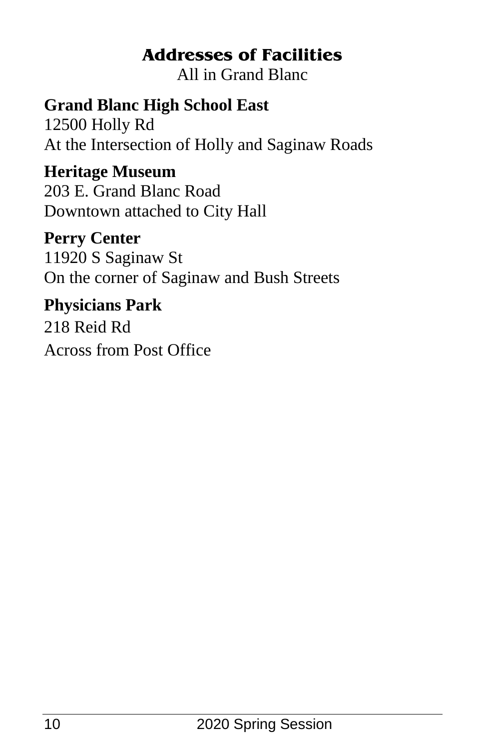# Addresses of Facilities

All in Grand Blanc

**Grand Blanc High School East**
12500 Holly Rd
At the Intersection of Holly and Saginaw Roads

**Heritage Museum**
203 E. Grand Blanc Road
Downtown attached to City Hall

**Perry Center**
11920 S Saginaw St
On the corner of Saginaw and Bush Streets

**Physicians Park**
218 Reid Rd
Across from Post Office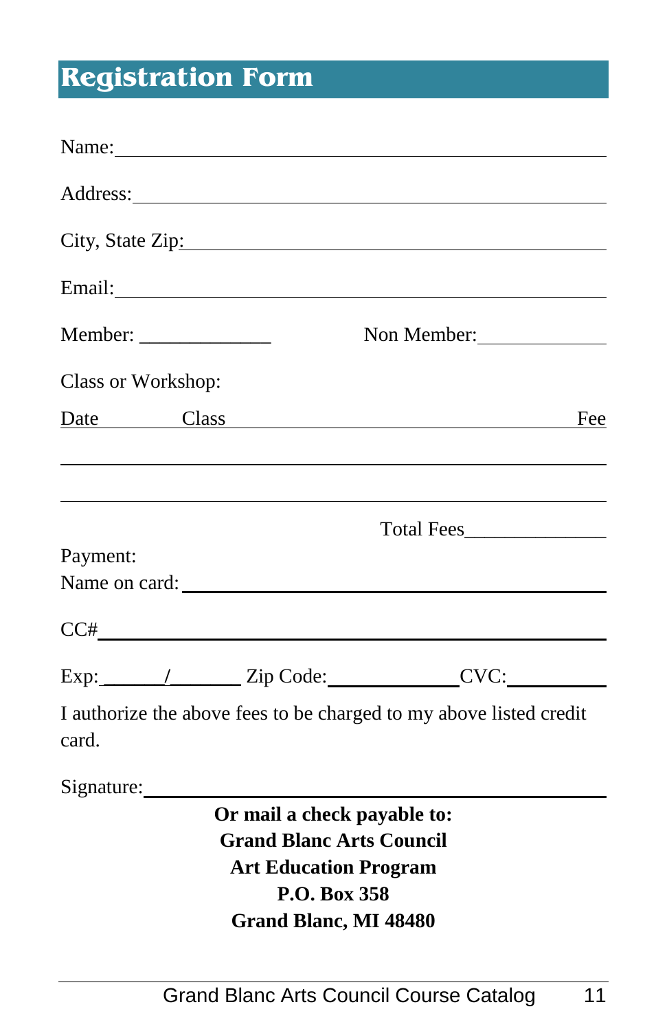# Registration Form

Name: ______________________________________________

Address: ______________________________________________

City, State Zip: ______________________________________________

Email: ______________________________________________

Member: _____________ Non Member: _____________

Class or Workshop:

Date Class Fee

______________________________________________

______________________________________________

Total Fees_____________

Payment:

Name on card: ______________________________________________

CC# ______________________________________________

Exp: ______/_______ Zip Code: ____________ CVC: _________

I authorize the above fees to be charged to my above listed credit card.

Signature: ______________________________________________

**Or mail a check payable to:**
**Grand Blanc Arts Council**
**Art Education Program**
**P.O. Box 358**
**Grand Blanc, MI 48480**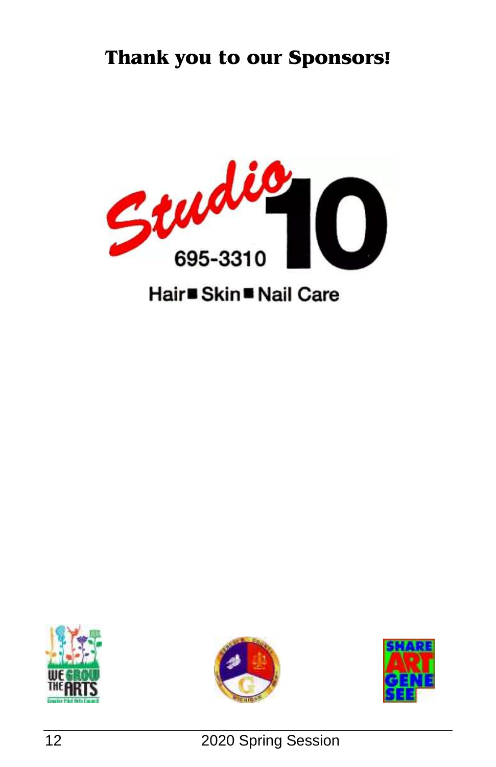# Thank you to our Sponsors!

Studio 10

695-3310

Hair ■ Skin ■ Nail Care

WE GROW THE ARTS

Greater Flint Arts Council

SHARE ART GENESEE